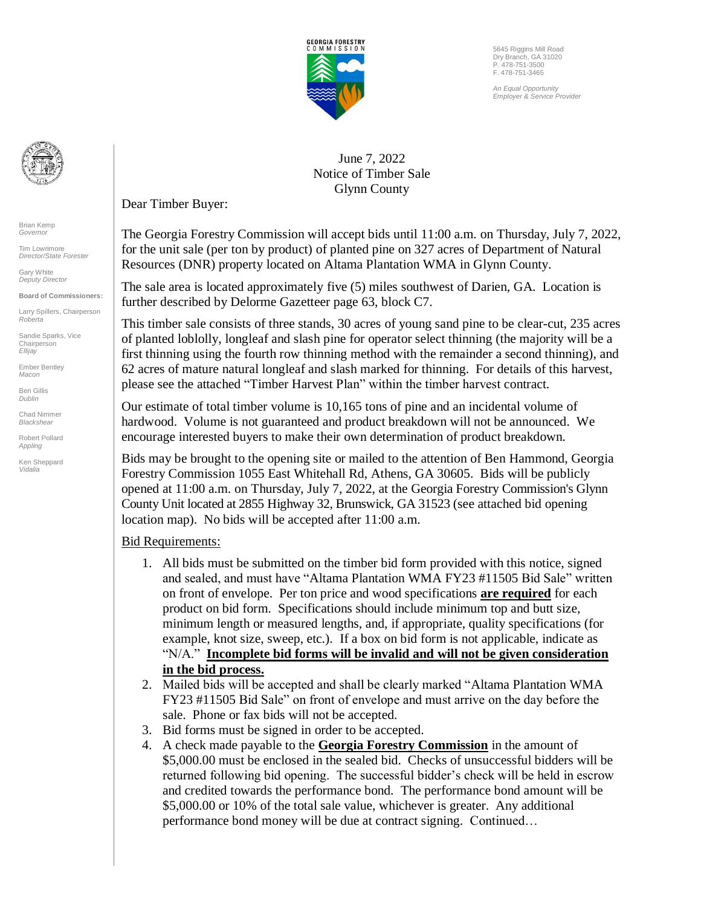GEORGIA FORESTRY COMMISSION

5645 Riggins Mill Road
Dry Branch, GA 31020
P. 478-751-3500
F. 478-751-3465

*An Equal Opportunity Employer & Service Provider*

Brian Kemp
*Governor*

Tim Lowrimore
*Director/State Forester*

Gary White
*Deputy Director*

**Board of Commissioners:**

Larry Spillers, Chairperson
*Roberta*

Sandie Sparks, Vice Chairperson
*Ellijay*

Ember Bentley
*Macon*

Ben Gillis
*Dublin*

Chad Nimmer
*Blackshear*

Robert Pollard
*Appling*

Ken Sheppard
*Vidalia*

June 7, 2022
Notice of Timber Sale
Glynn County

Dear Timber Buyer:

The Georgia Forestry Commission will accept bids until 11:00 a.m. on Thursday, July 7, 2022, for the unit sale (per ton by product) of planted pine on 327 acres of Department of Natural Resources (DNR) property located on Altama Plantation WMA in Glynn County.

The sale area is located approximately five (5) miles southwest of Darien, GA. Location is further described by Delorme Gazetteer page 63, block C7.

This timber sale consists of three stands, 30 acres of young sand pine to be clear-cut, 235 acres of planted loblolly, longleaf and slash pine for operator select thinning (the majority will be a first thinning using the fourth row thinning method with the remainder a second thinning), and 62 acres of mature natural longleaf and slash marked for thinning. For details of this harvest, please see the attached "Timber Harvest Plan" within the timber harvest contract.

Our estimate of total timber volume is 10,165 tons of pine and an incidental volume of hardwood. Volume is not guaranteed and product breakdown will not be announced. We encourage interested buyers to make their own determination of product breakdown.

Bids may be brought to the opening site or mailed to the attention of Ben Hammond, Georgia Forestry Commission 1055 East Whitehall Rd, Athens, GA 30605. Bids will be publicly opened at 11:00 a.m. on Thursday, July 7, 2022, at the Georgia Forestry Commission's Glynn County Unit located at 2855 Highway 32, Brunswick, GA 31523 (see attached bid opening location map). No bids will be accepted after 11:00 a.m.

Bid Requirements:

1. All bids must be submitted on the timber bid form provided with this notice, signed and sealed, and must have "Altama Plantation WMA FY23 #11505 Bid Sale" written on front of envelope. Per ton price and wood specifications **are required** for each product on bid form. Specifications should include minimum top and butt size, minimum length or measured lengths, and, if appropriate, quality specifications (for example, knot size, sweep, etc.). If a box on bid form is not applicable, indicate as "N/A." **Incomplete bid forms will be invalid and will not be given consideration in the bid process.**
2. Mailed bids will be accepted and shall be clearly marked "Altama Plantation WMA FY23 #11505 Bid Sale" on front of envelope and must arrive on the day before the sale. Phone or fax bids will not be accepted.
3. Bid forms must be signed in order to be accepted.
4. A check made payable to the **Georgia Forestry Commission** in the amount of $5,000.00 must be enclosed in the sealed bid. Checks of unsuccessful bidders will be returned following bid opening. The successful bidder's check will be held in escrow and credited towards the performance bond. The performance bond amount will be $5,000.00 or 10% of the total sale value, whichever is greater. Any additional performance bond money will be due at contract signing. Continued…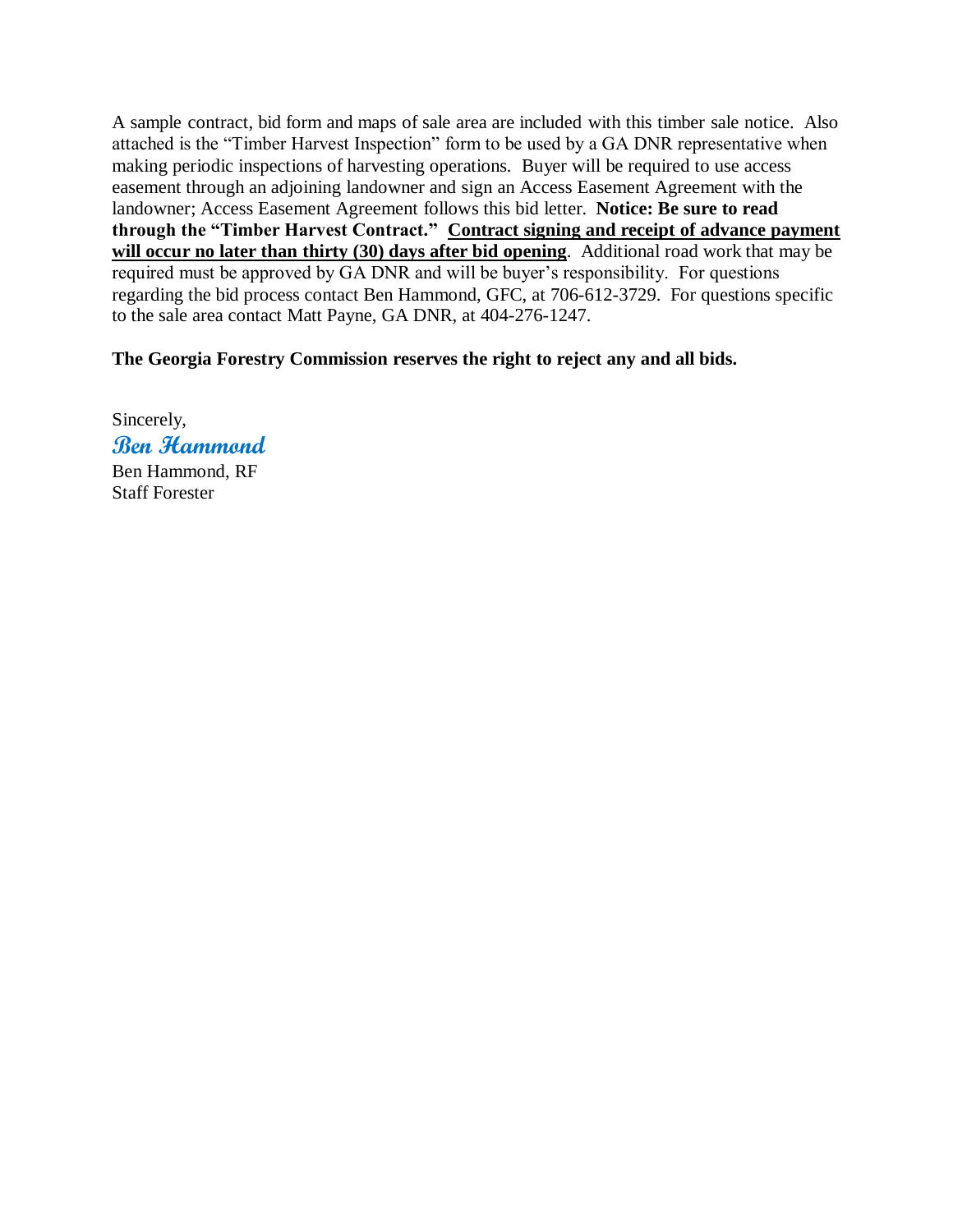A sample contract, bid form and maps of sale area are included with this timber sale notice. Also attached is the "Timber Harvest Inspection" form to be used by a GA DNR representative when making periodic inspections of harvesting operations. Buyer will be required to use access easement through an adjoining landowner and sign an Access Easement Agreement with the landowner; Access Easement Agreement follows this bid letter. **Notice: Be sure to read through the "Timber Harvest Contract."** <u>**Contract signing and receipt of advance payment will occur no later than thirty (30) days after bid opening**</u>. Additional road work that may be required must be approved by GA DNR and will be buyer's responsibility. For questions regarding the bid process contact Ben Hammond, GFC, at 706-612-3729. For questions specific to the sale area contact Matt Payne, GA DNR, at 404-276-1247.

**The Georgia Forestry Commission reserves the right to reject any and all bids.**

Sincerely,

*Ben Hammond*

Ben Hammond, RF
Staff Forester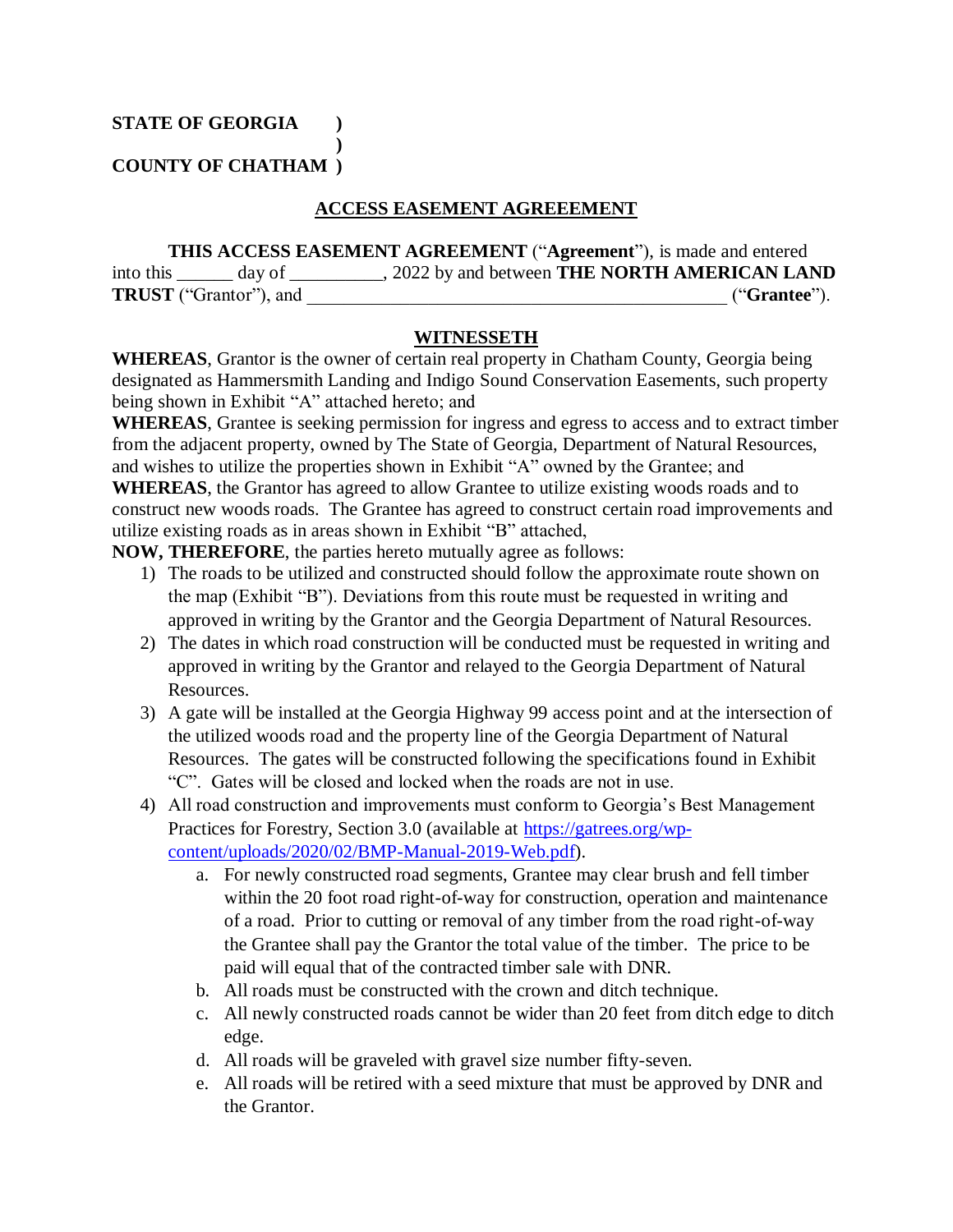**STATE OF GEORGIA )**
**)**
**COUNTY OF CHATHAM )**

## ACCESS EASEMENT AGREEEMENT

**THIS ACCESS EASEMENT AGREEMENT** ("**Agreement**"), is made and entered into this ______ day of __________, 2022 by and between **THE NORTH AMERICAN LAND TRUST** ("Grantor"), and ___________________________________________ ("**Grantee**").

## WITNESSETH

**WHEREAS**, Grantor is the owner of certain real property in Chatham County, Georgia being designated as Hammersmith Landing and Indigo Sound Conservation Easements, such property being shown in Exhibit "A" attached hereto; and

**WHEREAS**, Grantee is seeking permission for ingress and egress to access and to extract timber from the adjacent property, owned by The State of Georgia, Department of Natural Resources, and wishes to utilize the properties shown in Exhibit "A" owned by the Grantee; and

**WHEREAS**, the Grantor has agreed to allow Grantee to utilize existing woods roads and to construct new woods roads. The Grantee has agreed to construct certain road improvements and utilize existing roads as in areas shown in Exhibit "B" attached,

**NOW, THEREFORE**, the parties hereto mutually agree as follows:

1) The roads to be utilized and constructed should follow the approximate route shown on the map (Exhibit "B"). Deviations from this route must be requested in writing and approved in writing by the Grantor and the Georgia Department of Natural Resources.
2) The dates in which road construction will be conducted must be requested in writing and approved in writing by the Grantor and relayed to the Georgia Department of Natural Resources.
3) A gate will be installed at the Georgia Highway 99 access point and at the intersection of the utilized woods road and the property line of the Georgia Department of Natural Resources. The gates will be constructed following the specifications found in Exhibit "C". Gates will be closed and locked when the roads are not in use.
4) All road construction and improvements must conform to Georgia's Best Management Practices for Forestry, Section 3.0 (available at https://gatrees.org/wp-content/uploads/2020/02/BMP-Manual-2019-Web.pdf).
    a. For newly constructed road segments, Grantee may clear brush and fell timber within the 20 foot road right-of-way for construction, operation and maintenance of a road. Prior to cutting or removal of any timber from the road right-of-way the Grantee shall pay the Grantor the total value of the timber. The price to be paid will equal that of the contracted timber sale with DNR.
    b. All roads must be constructed with the crown and ditch technique.
    c. All newly constructed roads cannot be wider than 20 feet from ditch edge to ditch edge.
    d. All roads will be graveled with gravel size number fifty-seven.
    e. All roads will be retired with a seed mixture that must be approved by DNR and the Grantor.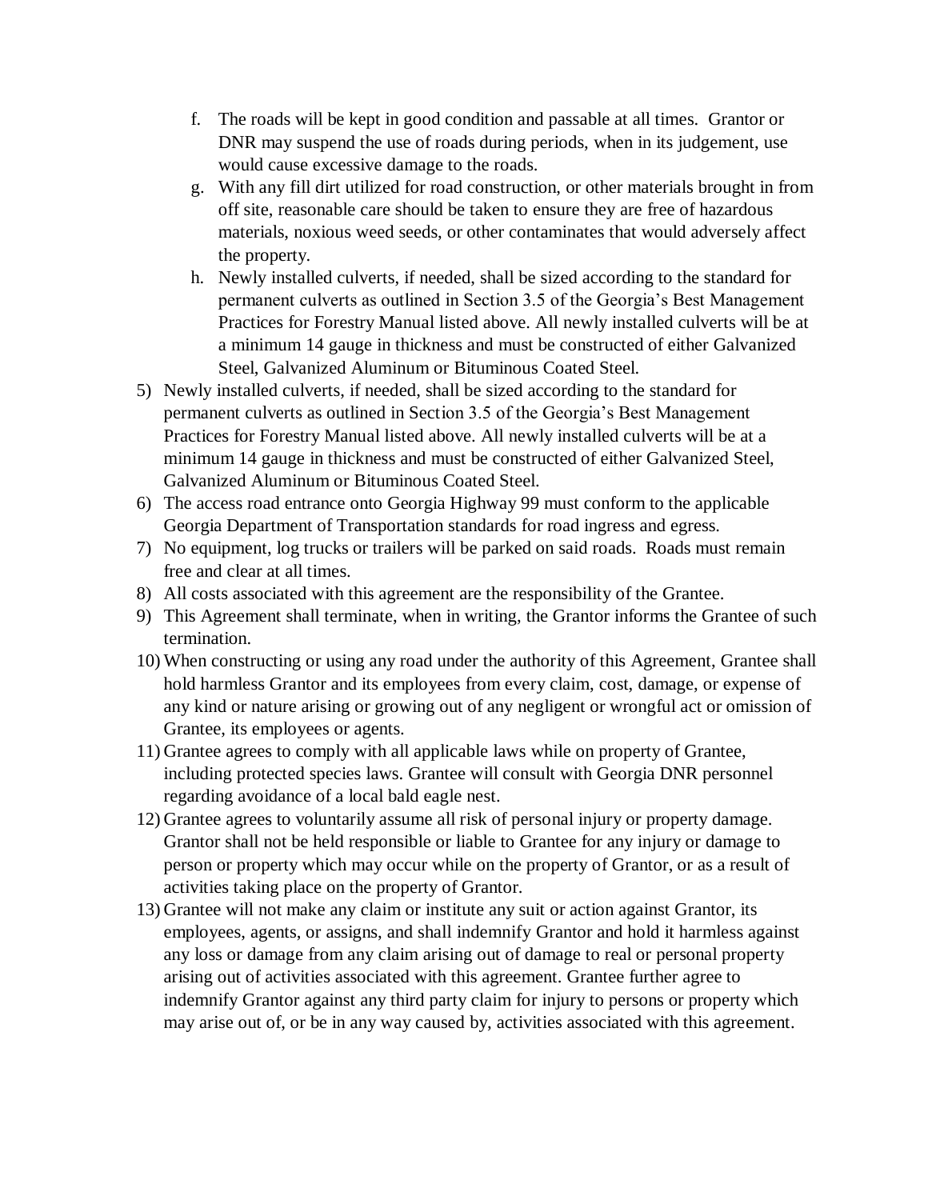f. The roads will be kept in good condition and passable at all times. Grantor or DNR may suspend the use of roads during periods, when in its judgement, use would cause excessive damage to the roads.
g. With any fill dirt utilized for road construction, or other materials brought in from off site, reasonable care should be taken to ensure they are free of hazardous materials, noxious weed seeds, or other contaminates that would adversely affect the property.
h. Newly installed culverts, if needed, shall be sized according to the standard for permanent culverts as outlined in Section 3.5 of the Georgia's Best Management Practices for Forestry Manual listed above. All newly installed culverts will be at a minimum 14 gauge in thickness and must be constructed of either Galvanized Steel, Galvanized Aluminum or Bituminous Coated Steel.

5) Newly installed culverts, if needed, shall be sized according to the standard for permanent culverts as outlined in Section 3.5 of the Georgia's Best Management Practices for Forestry Manual listed above. All newly installed culverts will be at a minimum 14 gauge in thickness and must be constructed of either Galvanized Steel, Galvanized Aluminum or Bituminous Coated Steel.
6) The access road entrance onto Georgia Highway 99 must conform to the applicable Georgia Department of Transportation standards for road ingress and egress.
7) No equipment, log trucks or trailers will be parked on said roads. Roads must remain free and clear at all times.
8) All costs associated with this agreement are the responsibility of the Grantee.
9) This Agreement shall terminate, when in writing, the Grantor informs the Grantee of such termination.
10) When constructing or using any road under the authority of this Agreement, Grantee shall hold harmless Grantor and its employees from every claim, cost, damage, or expense of any kind or nature arising or growing out of any negligent or wrongful act or omission of Grantee, its employees or agents.
11) Grantee agrees to comply with all applicable laws while on property of Grantee, including protected species laws. Grantee will consult with Georgia DNR personnel regarding avoidance of a local bald eagle nest.
12) Grantee agrees to voluntarily assume all risk of personal injury or property damage. Grantor shall not be held responsible or liable to Grantee for any injury or damage to person or property which may occur while on the property of Grantor, or as a result of activities taking place on the property of Grantor.
13) Grantee will not make any claim or institute any suit or action against Grantor, its employees, agents, or assigns, and shall indemnify Grantor and hold it harmless against any loss or damage from any claim arising out of damage to real or personal property arising out of activities associated with this agreement. Grantee further agree to indemnify Grantor against any third party claim for injury to persons or property which may arise out of, or be in any way caused by, activities associated with this agreement.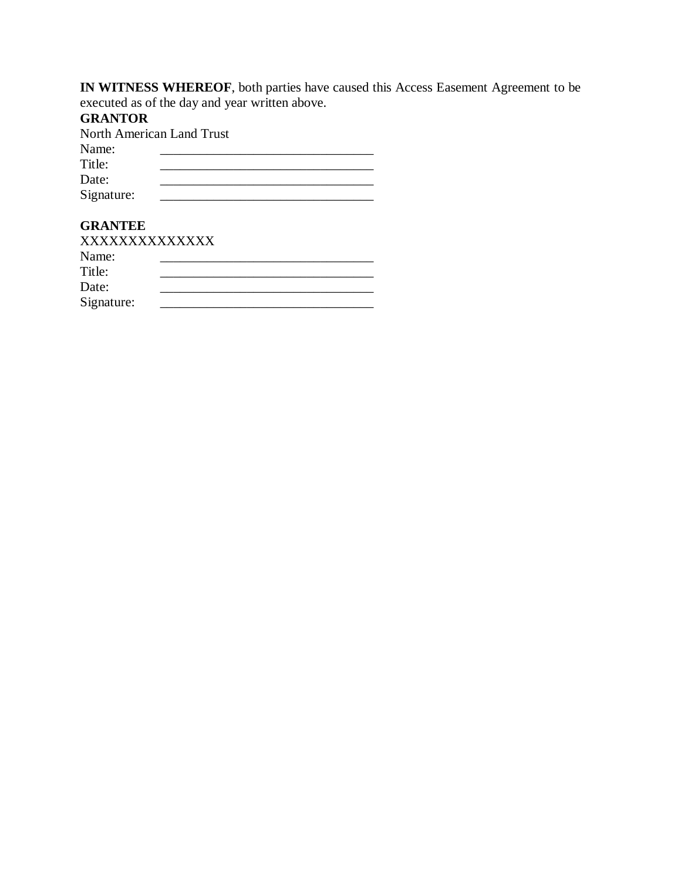**IN WITNESS WHEREOF**, both parties have caused this Access Easement Agreement to be executed as of the day and year written above.

**GRANTOR**

North American Land Trust

Name: _______________________________

Title: _______________________________

Date: _______________________________

Signature: _______________________________

**GRANTEE**

XXXXXXXXXXXXXX

Name: _______________________________

Title: _______________________________

Date: _______________________________

Signature: _______________________________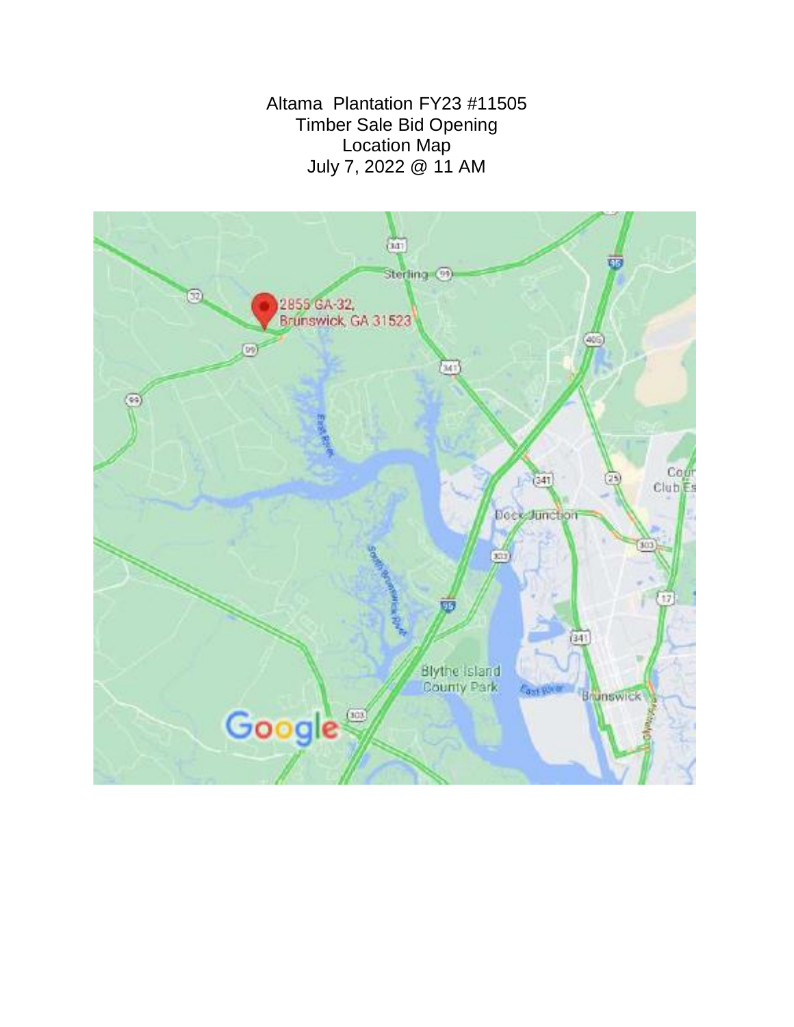Altama Plantation FY23 #11505

Timber Sale Bid Opening

Location Map

July 7, 2022 @ 11 AM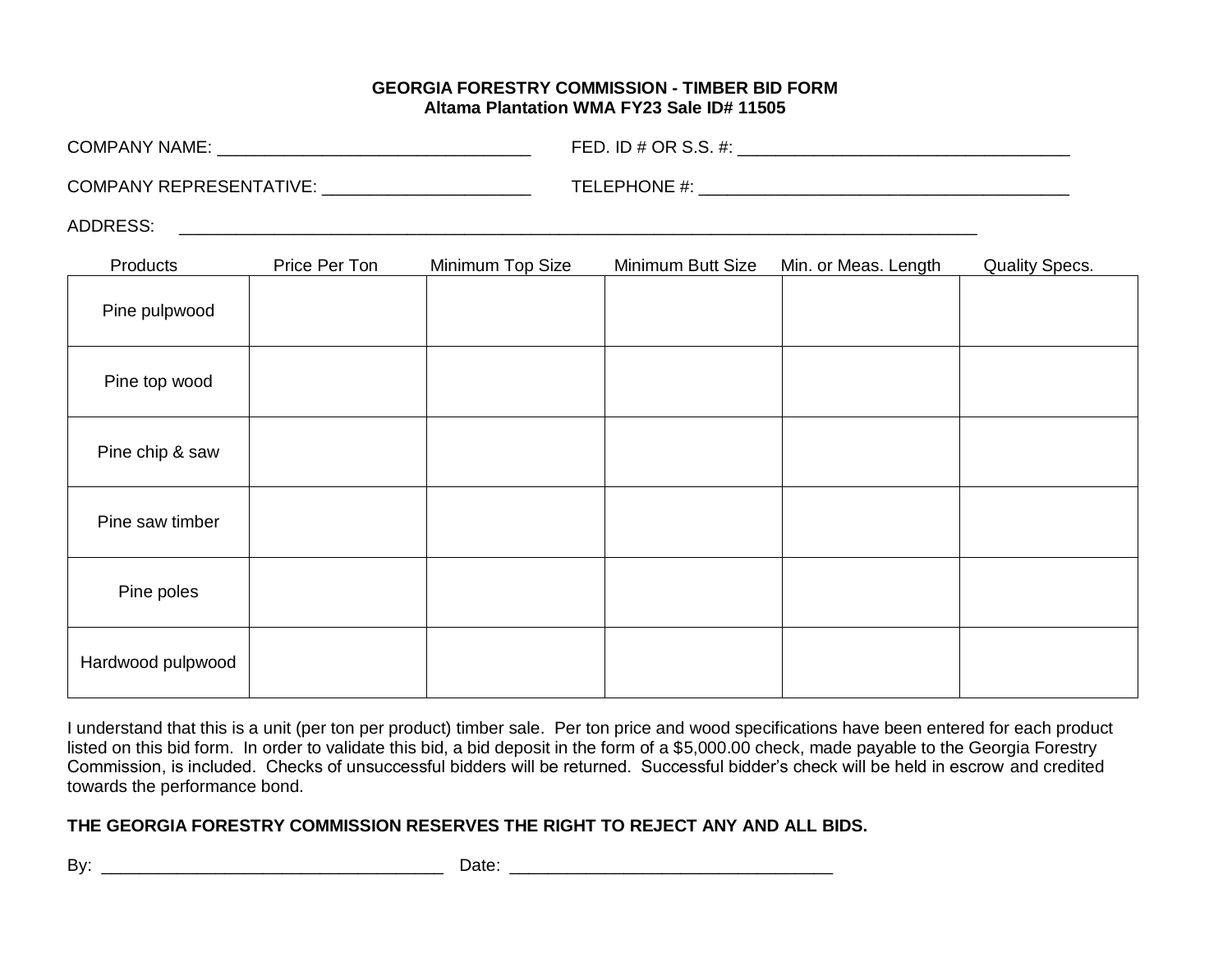**GEORGIA FORESTRY COMMISSION - TIMBER BID FORM**
**Altama Plantation WMA FY23 Sale ID# 11505**

COMPANY NAME: ________________________________ FED. ID # OR S.S. #: ___________________________________

COMPANY REPRESENTATIVE: _____________________ TELEPHONE #: _______________________________________

ADDRESS: ____________________________________________________________________________________

| Products | Price Per Ton | Minimum Top Size | Minimum Butt Size | Min. or Meas. Length | Quality Specs. |
|---|---|---|---|---|---|
| Pine pulpwood | | | | | |
| Pine top wood | | | | | |
| Pine chip & saw | | | | | |
| Pine saw timber | | | | | |
| Pine poles | | | | | |
| Hardwood pulpwood | | | | | |

I understand that this is a unit (per ton per product) timber sale. Per ton price and wood specifications have been entered for each product listed on this bid form. In order to validate this bid, a bid deposit in the form of a $5,000.00 check, made payable to the Georgia Forestry Commission, is included. Checks of unsuccessful bidders will be returned. Successful bidder's check will be held in escrow and credited towards the performance bond.

**THE GEORGIA FORESTRY COMMISSION RESERVES THE RIGHT TO REJECT ANY AND ALL BIDS.**

By: ___________________________________ Date: __________________________________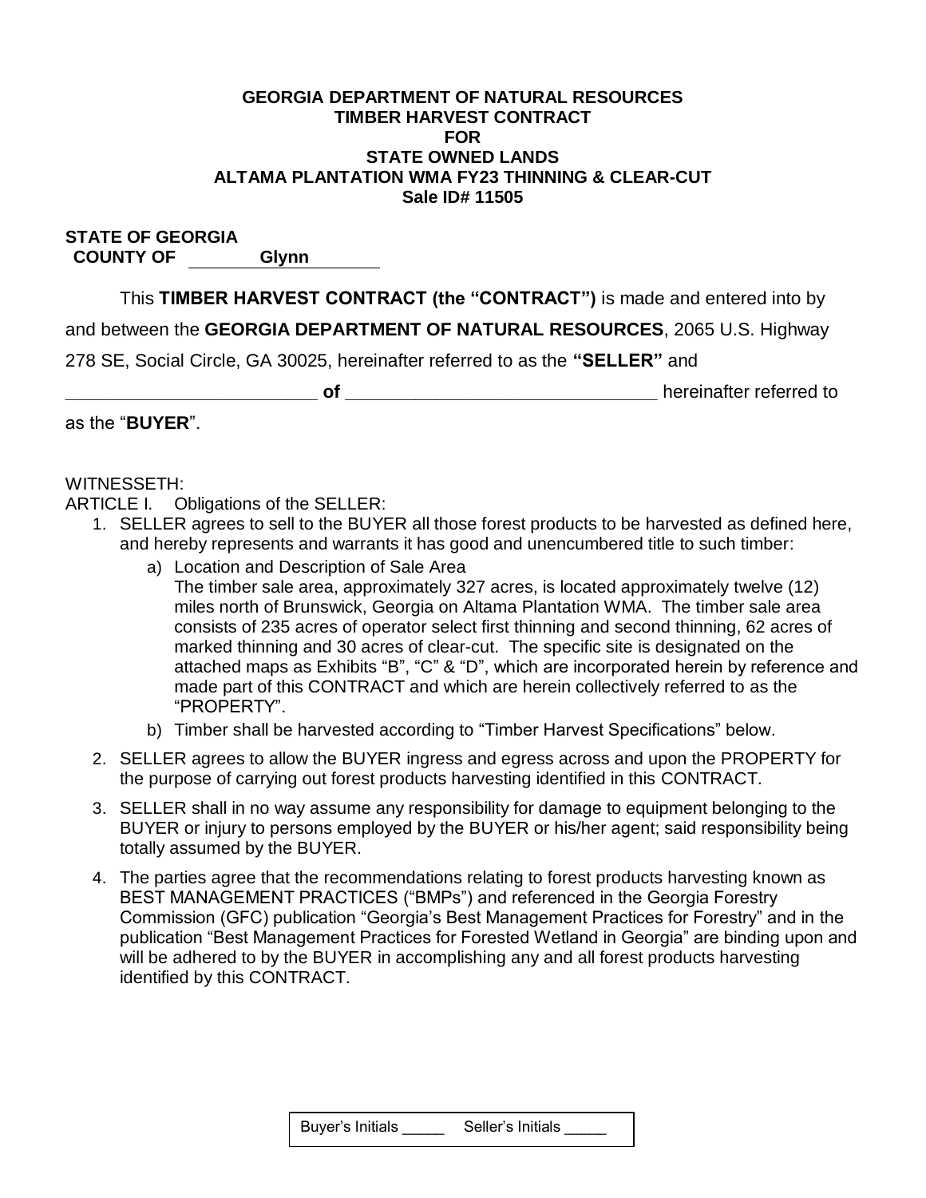**GEORGIA DEPARTMENT OF NATURAL RESOURCES**
**TIMBER HARVEST CONTRACT**
**FOR**
**STATE OWNED LANDS**
**ALTAMA PLANTATION WMA FY23 THINNING & CLEAR-CUT**
**Sale ID# 11505**

**STATE OF GEORGIA**
**COUNTY OF Glynn**

This **TIMBER HARVEST CONTRACT (the "CONTRACT")** is made and entered into by and between the **GEORGIA DEPARTMENT OF NATURAL RESOURCES**, 2065 U.S. Highway 278 SE, Social Circle, GA 30025, hereinafter referred to as the **"SELLER"** and

**_________________________ of _______________________________** hereinafter referred to as the "**BUYER**".

WITNESSETH:

ARTICLE I. Obligations of the SELLER:

1. SELLER agrees to sell to the BUYER all those forest products to be harvested as defined here, and hereby represents and warrants it has good and unencumbered title to such timber:
   a) Location and Description of Sale Area
      The timber sale area, approximately 327 acres, is located approximately twelve (12) miles north of Brunswick, Georgia on Altama Plantation WMA. The timber sale area consists of 235 acres of operator select first thinning and second thinning, 62 acres of marked thinning and 30 acres of clear-cut. The specific site is designated on the attached maps as Exhibits "B", "C" & "D", which are incorporated herein by reference and made part of this CONTRACT and which are herein collectively referred to as the "PROPERTY".
   b) Timber shall be harvested according to "Timber Harvest Specifications" below.
2. SELLER agrees to allow the BUYER ingress and egress across and upon the PROPERTY for the purpose of carrying out forest products harvesting identified in this CONTRACT.
3. SELLER shall in no way assume any responsibility for damage to equipment belonging to the BUYER or injury to persons employed by the BUYER or his/her agent; said responsibility being totally assumed by the BUYER.
4. The parties agree that the recommendations relating to forest products harvesting known as BEST MANAGEMENT PRACTICES ("BMPs") and referenced in the Georgia Forestry Commission (GFC) publication "Georgia's Best Management Practices for Forestry" and in the publication "Best Management Practices for Forested Wetland in Georgia" are binding upon and will be adhered to by the BUYER in accomplishing any and all forest products harvesting identified by this CONTRACT.

Buyer's Initials _____ Seller's Initials _____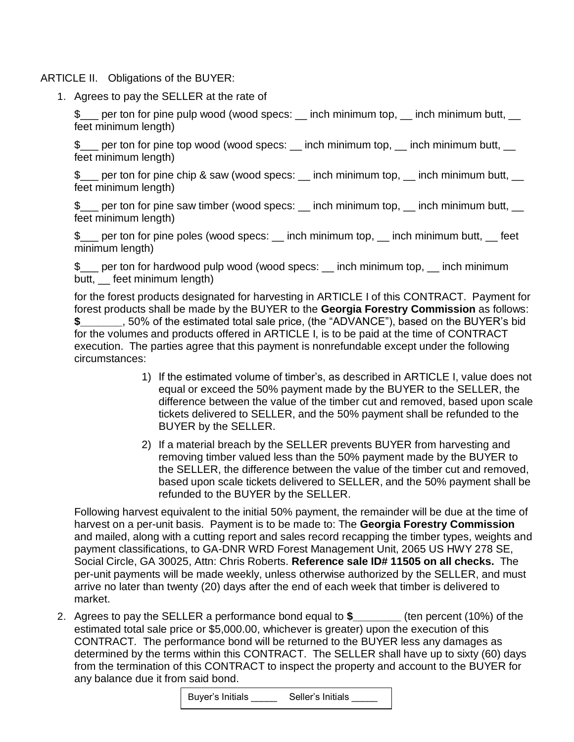ARTICLE II. Obligations of the BUYER:

1. Agrees to pay the SELLER at the rate of

   $___ per ton for pine pulp wood (wood specs: __ inch minimum top, __ inch minimum butt, __ feet minimum length)

   $___ per ton for pine top wood (wood specs: __ inch minimum top, __ inch minimum butt, __ feet minimum length)

   $___ per ton for pine chip & saw (wood specs: __ inch minimum top, __ inch minimum butt, __ feet minimum length)

   $___ per ton for pine saw timber (wood specs: __ inch minimum top, __ inch minimum butt, __ feet minimum length)

   $___ per ton for pine poles (wood specs: __ inch minimum top, __ inch minimum butt, __ feet minimum length)

   $___ per ton for hardwood pulp wood (wood specs: __ inch minimum top, __ inch minimum butt, __ feet minimum length)

   for the forest products designated for harvesting in ARTICLE I of this CONTRACT. Payment for forest products shall be made by the BUYER to the **Georgia Forestry Commission** as follows: **$**_______, 50% of the estimated total sale price, (the "ADVANCE"), based on the BUYER's bid for the volumes and products offered in ARTICLE I, is to be paid at the time of CONTRACT execution. The parties agree that this payment is nonrefundable except under the following circumstances:

   1) If the estimated volume of timber's, as described in ARTICLE I, value does not equal or exceed the 50% payment made by the BUYER to the SELLER, the difference between the value of the timber cut and removed, based upon scale tickets delivered to SELLER, and the 50% payment shall be refunded to the BUYER by the SELLER.

   2) If a material breach by the SELLER prevents BUYER from harvesting and removing timber valued less than the 50% payment made by the BUYER to the SELLER, the difference between the value of the timber cut and removed, based upon scale tickets delivered to SELLER, and the 50% payment shall be refunded to the BUYER by the SELLER.

   Following harvest equivalent to the initial 50% payment, the remainder will be due at the time of harvest on a per-unit basis. Payment is to be made to: The **Georgia Forestry Commission** and mailed, along with a cutting report and sales record recapping the timber types, weights and payment classifications, to GA-DNR WRD Forest Management Unit, 2065 US HWY 278 SE, Social Circle, GA 30025, Attn: Chris Roberts. **Reference sale ID# 11505 on all checks.** The per-unit payments will be made weekly, unless otherwise authorized by the SELLER, and must arrive no later than twenty (20) days after the end of each week that timber is delivered to market.

2. Agrees to pay the SELLER a performance bond equal to **$________** (ten percent (10%) of the estimated total sale price or $5,000.00, whichever is greater) upon the execution of this CONTRACT. The performance bond will be returned to the BUYER less any damages as determined by the terms within this CONTRACT. The SELLER shall have up to sixty (60) days from the termination of this CONTRACT to inspect the property and account to the BUYER for any balance due it from said bond.

Buyer's Initials _____ Seller's Initials _____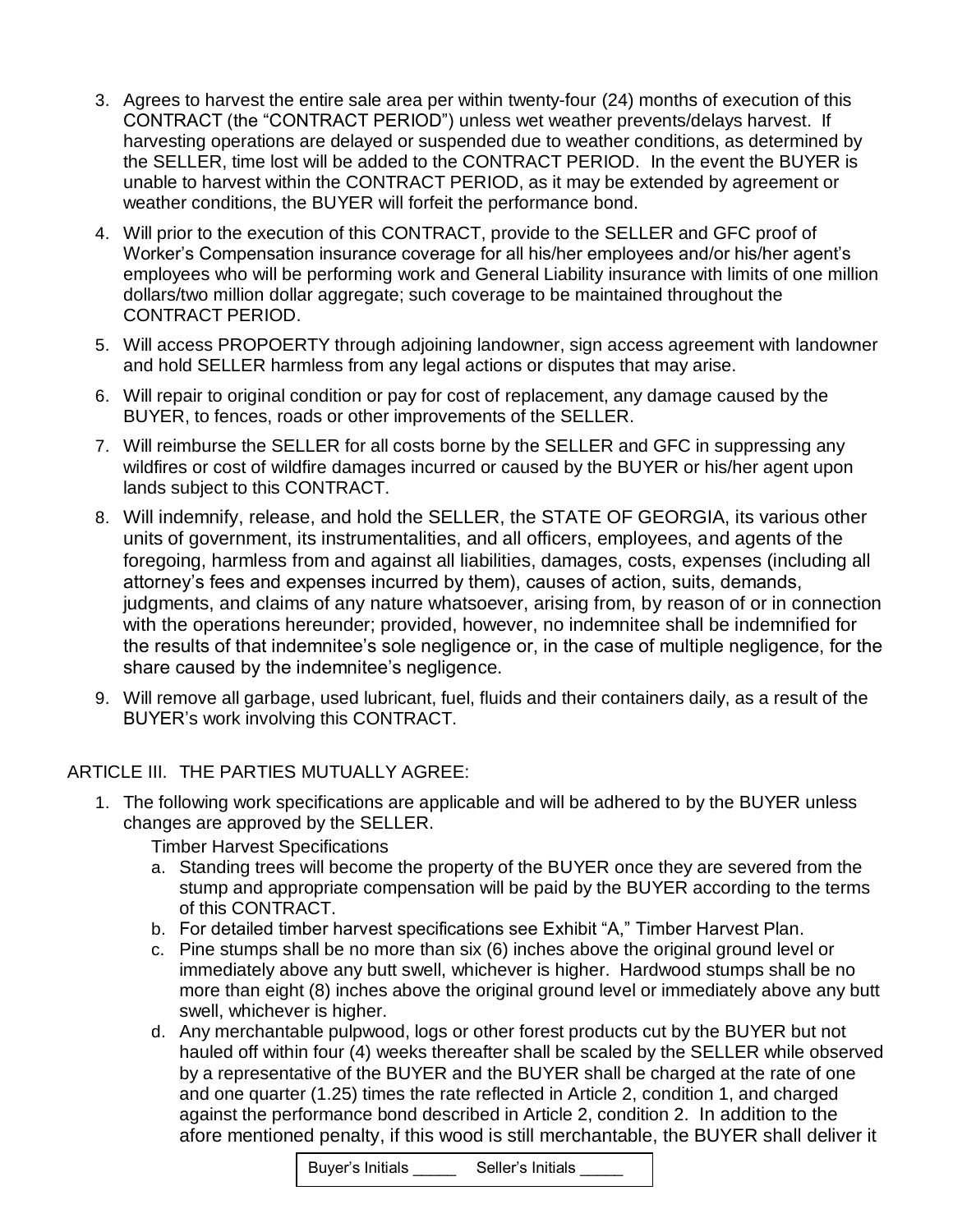3. Agrees to harvest the entire sale area per within twenty-four (24) months of execution of this CONTRACT (the "CONTRACT PERIOD") unless wet weather prevents/delays harvest. If harvesting operations are delayed or suspended due to weather conditions, as determined by the SELLER, time lost will be added to the CONTRACT PERIOD. In the event the BUYER is unable to harvest within the CONTRACT PERIOD, as it may be extended by agreement or weather conditions, the BUYER will forfeit the performance bond.
4. Will prior to the execution of this CONTRACT, provide to the SELLER and GFC proof of Worker's Compensation insurance coverage for all his/her employees and/or his/her agent's employees who will be performing work and General Liability insurance with limits of one million dollars/two million dollar aggregate; such coverage to be maintained throughout the CONTRACT PERIOD.
5. Will access PROPOERTY through adjoining landowner, sign access agreement with landowner and hold SELLER harmless from any legal actions or disputes that may arise.
6. Will repair to original condition or pay for cost of replacement, any damage caused by the BUYER, to fences, roads or other improvements of the SELLER.
7. Will reimburse the SELLER for all costs borne by the SELLER and GFC in suppressing any wildfires or cost of wildfire damages incurred or caused by the BUYER or his/her agent upon lands subject to this CONTRACT.
8. Will indemnify, release, and hold the SELLER, the STATE OF GEORGIA, its various other units of government, its instrumentalities, and all officers, employees, and agents of the foregoing, harmless from and against all liabilities, damages, costs, expenses (including all attorney's fees and expenses incurred by them), causes of action, suits, demands, judgments, and claims of any nature whatsoever, arising from, by reason of or in connection with the operations hereunder; provided, however, no indemnitee shall be indemnified for the results of that indemnitee's sole negligence or, in the case of multiple negligence, for the share caused by the indemnitee's negligence.
9. Will remove all garbage, used lubricant, fuel, fluids and their containers daily, as a result of the BUYER's work involving this CONTRACT.

ARTICLE III. THE PARTIES MUTUALLY AGREE:

1. The following work specifications are applicable and will be adhered to by the BUYER unless changes are approved by the SELLER.

   Timber Harvest Specifications

   a. Standing trees will become the property of the BUYER once they are severed from the stump and appropriate compensation will be paid by the BUYER according to the terms of this CONTRACT.
   b. For detailed timber harvest specifications see Exhibit "A," Timber Harvest Plan.
   c. Pine stumps shall be no more than six (6) inches above the original ground level or immediately above any butt swell, whichever is higher. Hardwood stumps shall be no more than eight (8) inches above the original ground level or immediately above any butt swell, whichever is higher.
   d. Any merchantable pulpwood, logs or other forest products cut by the BUYER but not hauled off within four (4) weeks thereafter shall be scaled by the SELLER while observed by a representative of the BUYER and the BUYER shall be charged at the rate of one and one quarter (1.25) times the rate reflected in Article 2, condition 1, and charged against the performance bond described in Article 2, condition 2. In addition to the afore mentioned penalty, if this wood is still merchantable, the BUYER shall deliver it

Buyer's Initials _____ Seller's Initials _____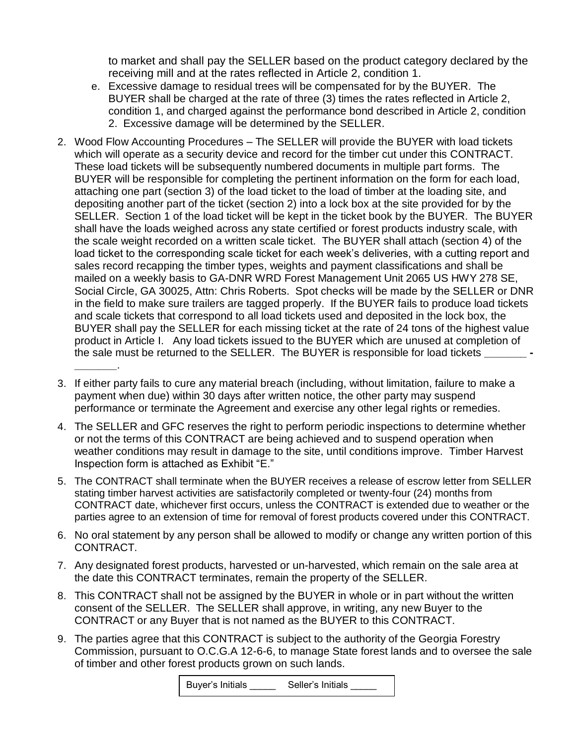to market and shall pay the SELLER based on the product category declared by the receiving mill and at the rates reflected in Article 2, condition 1.

e. Excessive damage to residual trees will be compensated for by the BUYER. The BUYER shall be charged at the rate of three (3) times the rates reflected in Article 2, condition 1, and charged against the performance bond described in Article 2, condition 2. Excessive damage will be determined by the SELLER.

2. Wood Flow Accounting Procedures – The SELLER will provide the BUYER with load tickets which will operate as a security device and record for the timber cut under this CONTRACT. These load tickets will be subsequently numbered documents in multiple part forms. The BUYER will be responsible for completing the pertinent information on the form for each load, attaching one part (section 3) of the load ticket to the load of timber at the loading site, and depositing another part of the ticket (section 2) into a lock box at the site provided for by the SELLER. Section 1 of the load ticket will be kept in the ticket book by the BUYER. The BUYER shall have the loads weighed across any state certified or forest products industry scale, with the scale weight recorded on a written scale ticket. The BUYER shall attach (section 4) of the load ticket to the corresponding scale ticket for each week's deliveries, with a cutting report and sales record recapping the timber types, weights and payment classifications and shall be mailed on a weekly basis to GA-DNR WRD Forest Management Unit 2065 US HWY 278 SE, Social Circle, GA 30025, Attn: Chris Roberts. Spot checks will be made by the SELLER or DNR in the field to make sure trailers are tagged properly. If the BUYER fails to produce load tickets and scale tickets that correspond to all load tickets used and deposited in the lock box, the BUYER shall pay the SELLER for each missing ticket at the rate of 24 tons of the highest value product in Article I. Any load tickets issued to the BUYER which are unused at completion of the sale must be returned to the SELLER. The BUYER is responsible for load tickets _______ - _______.

3. If either party fails to cure any material breach (including, without limitation, failure to make a payment when due) within 30 days after written notice, the other party may suspend performance or terminate the Agreement and exercise any other legal rights or remedies.

4. The SELLER and GFC reserves the right to perform periodic inspections to determine whether or not the terms of this CONTRACT are being achieved and to suspend operation when weather conditions may result in damage to the site, until conditions improve. Timber Harvest Inspection form is attached as Exhibit "E."

5. The CONTRACT shall terminate when the BUYER receives a release of escrow letter from SELLER stating timber harvest activities are satisfactorily completed or twenty-four (24) months from CONTRACT date, whichever first occurs, unless the CONTRACT is extended due to weather or the parties agree to an extension of time for removal of forest products covered under this CONTRACT.

6. No oral statement by any person shall be allowed to modify or change any written portion of this CONTRACT.

7. Any designated forest products, harvested or un-harvested, which remain on the sale area at the date this CONTRACT terminates, remain the property of the SELLER.

8. This CONTRACT shall not be assigned by the BUYER in whole or in part without the written consent of the SELLER. The SELLER shall approve, in writing, any new Buyer to the CONTRACT or any Buyer that is not named as the BUYER to this CONTRACT.

9. The parties agree that this CONTRACT is subject to the authority of the Georgia Forestry Commission, pursuant to O.C.G.A 12-6-6, to manage State forest lands and to oversee the sale of timber and other forest products grown on such lands.

Buyer's Initials _____ Seller's Initials _____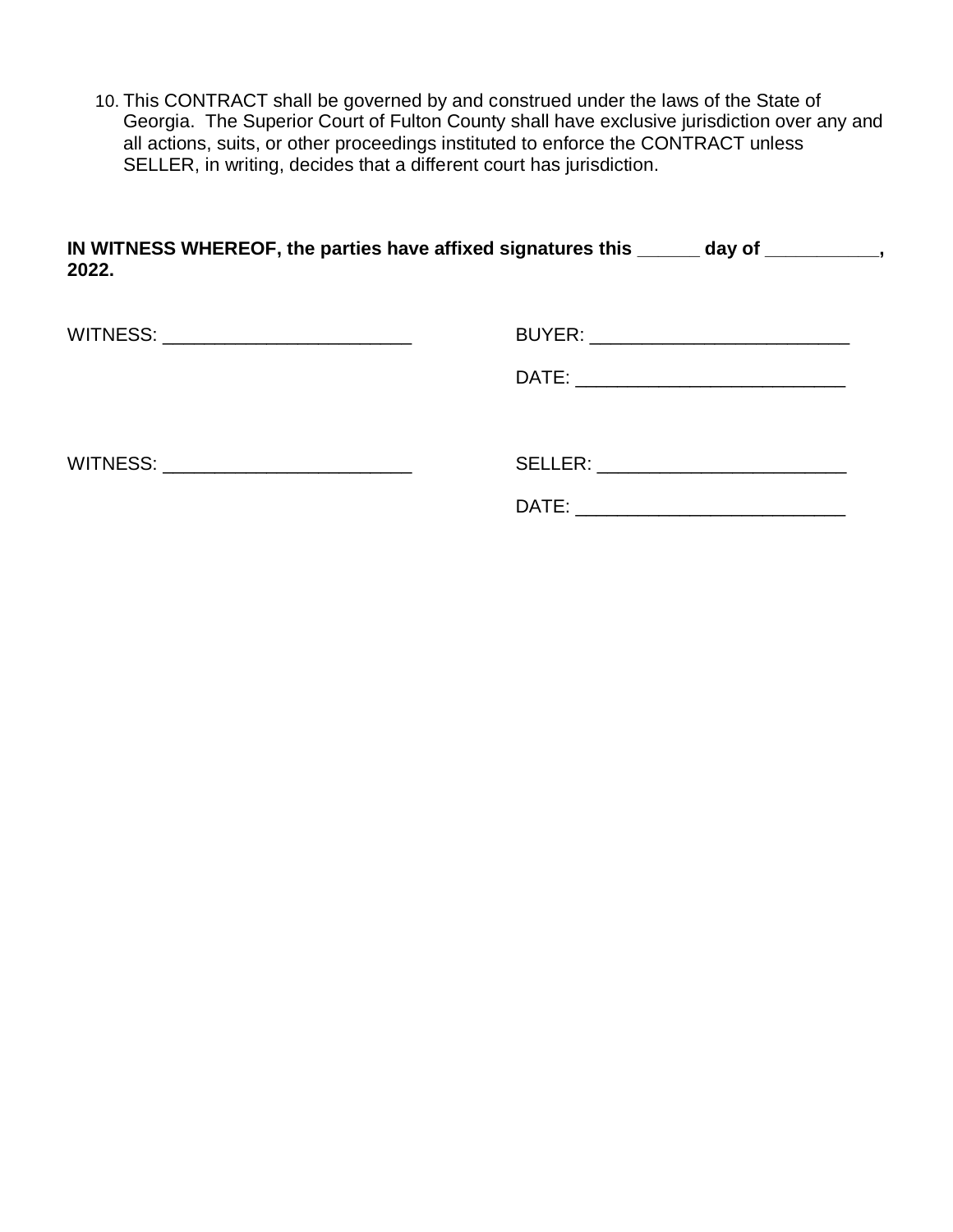10. This CONTRACT shall be governed by and construed under the laws of the State of Georgia. The Superior Court of Fulton County shall have exclusive jurisdiction over any and all actions, suits, or other proceedings instituted to enforce the CONTRACT unless SELLER, in writing, decides that a different court has jurisdiction.

**IN WITNESS WHEREOF, the parties have affixed signatures this ______ day of ___________, 2022.**

WITNESS: _________________________

BUYER: __________________________

DATE: ___________________________

WITNESS: _________________________

SELLER: _________________________

DATE: ___________________________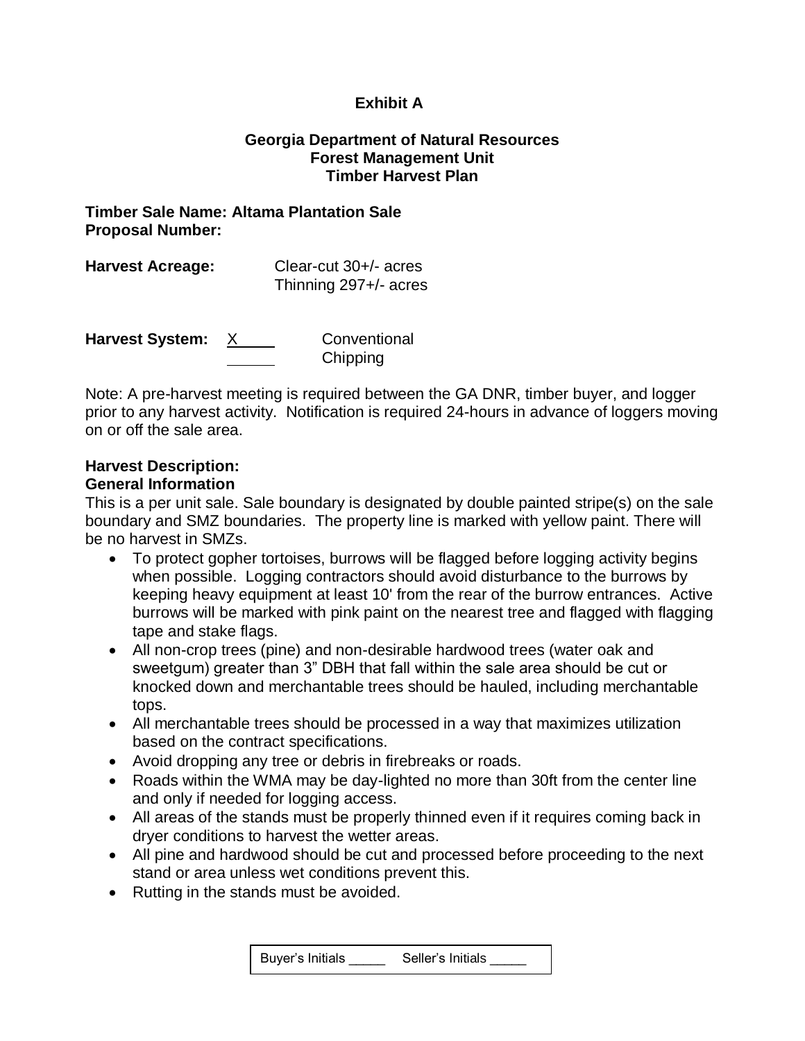# Exhibit A

## Georgia Department of Natural Resources
## Forest Management Unit
## Timber Harvest Plan

**Timber Sale Name: Altama Plantation Sale**
**Proposal Number:**

**Harvest Acreage:** Clear-cut 30+/- acres
Thinning 297+/- acres

**Harvest System:** X Conventional
_____ Chipping

Note: A pre-harvest meeting is required between the GA DNR, timber buyer, and logger prior to any harvest activity. Notification is required 24-hours in advance of loggers moving on or off the sale area.

**Harvest Description:**
**General Information**

This is a per unit sale. Sale boundary is designated by double painted stripe(s) on the sale boundary and SMZ boundaries. The property line is marked with yellow paint. There will be no harvest in SMZs.

- To protect gopher tortoises, burrows will be flagged before logging activity begins when possible. Logging contractors should avoid disturbance to the burrows by keeping heavy equipment at least 10' from the rear of the burrow entrances. Active burrows will be marked with pink paint on the nearest tree and flagged with flagging tape and stake flags.
- All non-crop trees (pine) and non-desirable hardwood trees (water oak and sweetgum) greater than 3" DBH that fall within the sale area should be cut or knocked down and merchantable trees should be hauled, including merchantable tops.
- All merchantable trees should be processed in a way that maximizes utilization based on the contract specifications.
- Avoid dropping any tree or debris in firebreaks or roads.
- Roads within the WMA may be day-lighted no more than 30ft from the center line and only if needed for logging access.
- All areas of the stands must be properly thinned even if it requires coming back in dryer conditions to harvest the wetter areas.
- All pine and hardwood should be cut and processed before proceeding to the next stand or area unless wet conditions prevent this.
- Rutting in the stands must be avoided.

Buyer's Initials _____ Seller's Initials _____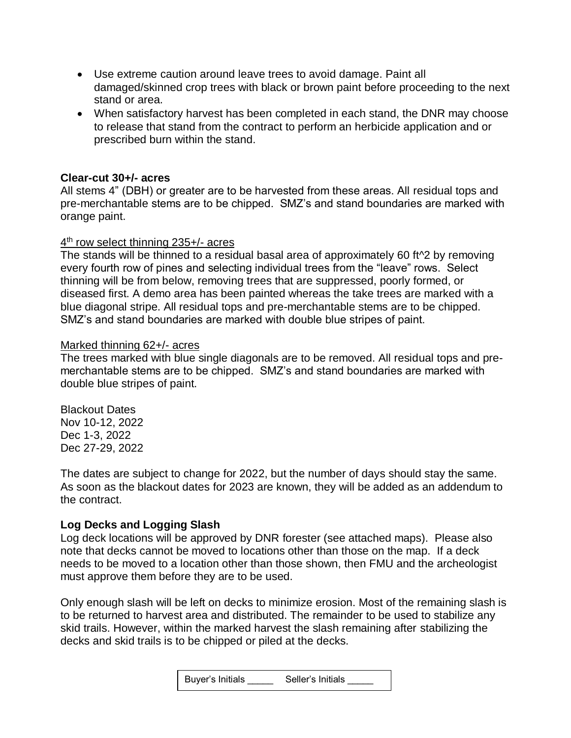- Use extreme caution around leave trees to avoid damage. Paint all damaged/skinned crop trees with black or brown paint before proceeding to the next stand or area.
- When satisfactory harvest has been completed in each stand, the DNR may choose to release that stand from the contract to perform an herbicide application and or prescribed burn within the stand.

**Clear-cut 30+/- acres**

All stems 4" (DBH) or greater are to be harvested from these areas. All residual tops and pre-merchantable stems are to be chipped. SMZ's and stand boundaries are marked with orange paint.

<u>4th row select thinning 235+/- acres</u>

The stands will be thinned to a residual basal area of approximately 60 ft^2 by removing every fourth row of pines and selecting individual trees from the "leave" rows. Select thinning will be from below, removing trees that are suppressed, poorly formed, or diseased first. A demo area has been painted whereas the take trees are marked with a blue diagonal stripe. All residual tops and pre-merchantable stems are to be chipped. SMZ's and stand boundaries are marked with double blue stripes of paint.

<u>Marked thinning 62+/- acres</u>

The trees marked with blue single diagonals are to be removed. All residual tops and pre-merchantable stems are to be chipped. SMZ's and stand boundaries are marked with double blue stripes of paint.

Blackout Dates
Nov 10-12, 2022
Dec 1-3, 2022
Dec 27-29, 2022

The dates are subject to change for 2022, but the number of days should stay the same. As soon as the blackout dates for 2023 are known, they will be added as an addendum to the contract.

**Log Decks and Logging Slash**

Log deck locations will be approved by DNR forester (see attached maps). Please also note that decks cannot be moved to locations other than those on the map. If a deck needs to be moved to a location other than those shown, then FMU and the archeologist must approve them before they are to be used.

Only enough slash will be left on decks to minimize erosion. Most of the remaining slash is to be returned to harvest area and distributed. The remainder to be used to stabilize any skid trails. However, within the marked harvest the slash remaining after stabilizing the decks and skid trails is to be chipped or piled at the decks.

Buyer's Initials _____ Seller's Initials _____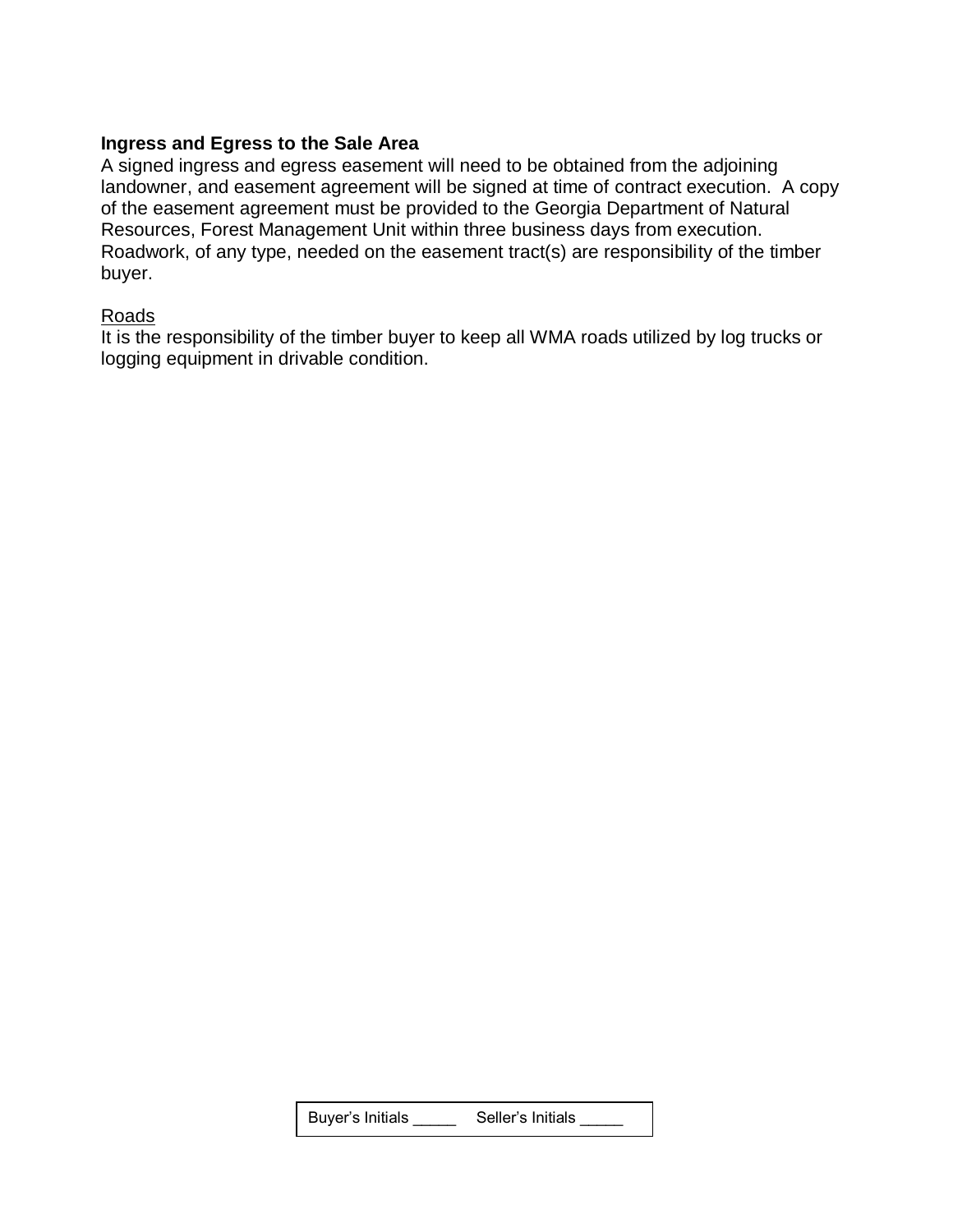**Ingress and Egress to the Sale Area**

A signed ingress and egress easement will need to be obtained from the adjoining landowner, and easement agreement will be signed at time of contract execution. A copy of the easement agreement must be provided to the Georgia Department of Natural Resources, Forest Management Unit within three business days from execution. Roadwork, of any type, needed on the easement tract(s) are responsibility of the timber buyer.

<u>Roads</u>

It is the responsibility of the timber buyer to keep all WMA roads utilized by log trucks or logging equipment in drivable condition.

Buyer's Initials _____ Seller's Initials _____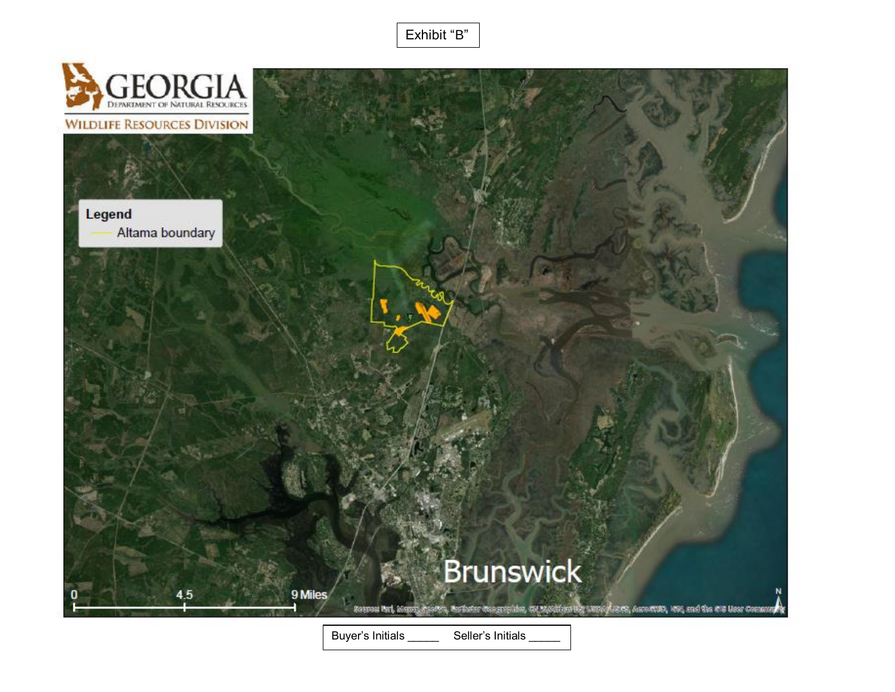Exhibit "B"

GEORGIA
DEPARTMENT OF NATURAL RESOURCES
WILDLIFE RESOURCES DIVISION

Legend

Altama boundary

Brunswick

0 4.5 9 Miles

Buyer's Initials _____ Seller's Initials _____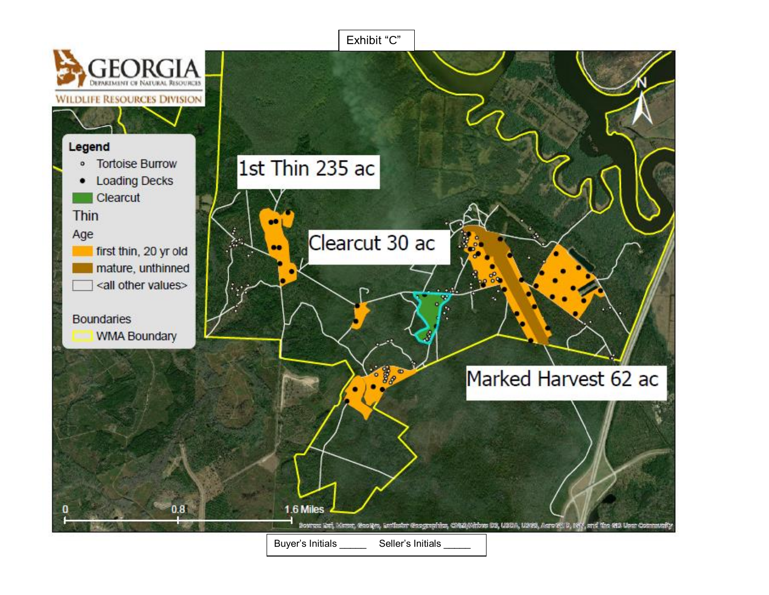Exhibit "C"

GEORGIA
Department of Natural Resources
Wildlife Resources Division

**Legend**

- Tortoise Burrow
- Loading Decks
- Clearcut

Thin

Age

- first thin, 20 yr old
- mature, unthinned
- <all other values>

Boundaries

- WMA Boundary

1st Thin 235 ac

Clearcut 30 ac

Marked Harvest 62 ac

0 0.8 1.6 Miles

Source: Esri, Maxar, GeoEye, Earthstar Geographics, CNES/Airbus DS, USDA, USGS, AeroGRID, IGN, and the GIS User Community

Buyer's Initials _____ Seller's Initials _____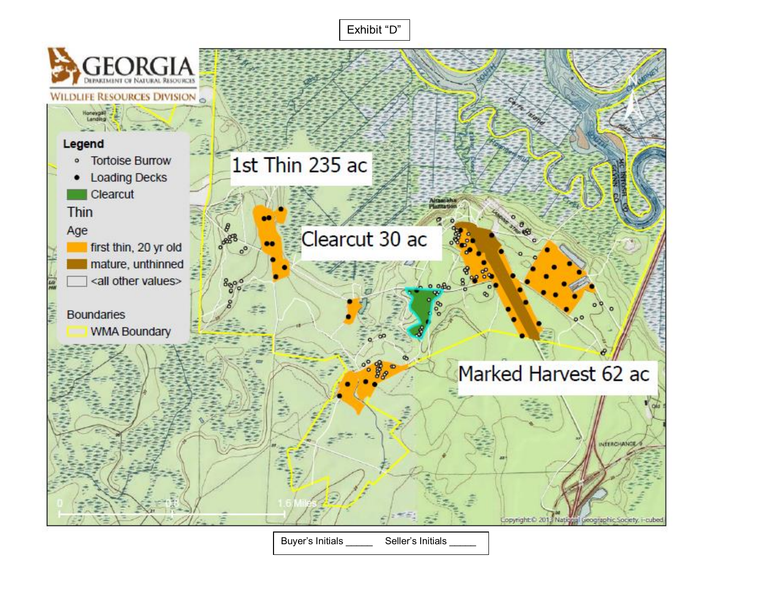Exhibit "D"

GEORGIA
DEPARTMENT OF NATURAL RESOURCES
WILDLIFE RESOURCES DIVISION

**Legend**

- Tortoise Burrow
- Loading Decks
- Clearcut

Thin

Age

- first thin, 20 yr old
- mature, unthinned
- <all other values>

Boundaries

- WMA Boundary

1st Thin 235 ac

Clearcut 30 ac

Marked Harvest 62 ac

0 0.8 1.6 Miles

Copyright:© 2013 National Geographic Society, i-cubed

Buyer's Initials _____ Seller's Initials _____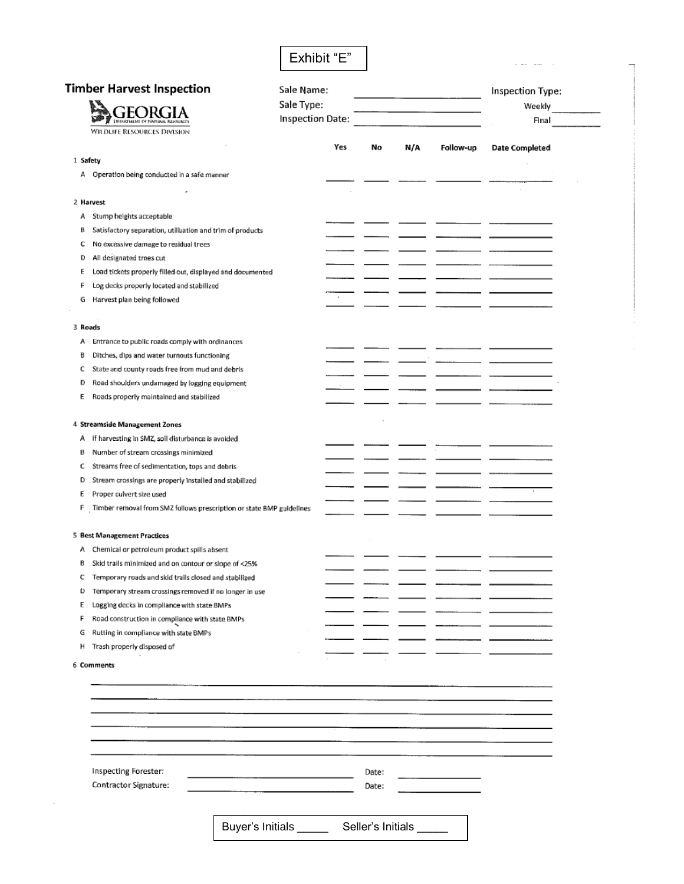Exhibit "E"

## Timber Harvest Inspection

GEORGIA
DEPARTMENT OF NATURAL RESOURCES
WILDLIFE RESOURCES DIVISION

Sale Name: ____________________

Sale Type: ____________________

Inspection Date: ____________________

Inspection Type:
Weekly ________
Final ________

| | Yes | No | N/A | Follow-up | Date Completed |
|---|---|---|---|---|---|
| **1 Safety** | | | | | |
| A Operation being conducted in a safe manner | | | | | |
| **2 Harvest** | | | | | |
| A Stump heights acceptable | | | | | |
| B Satisfactory separation, utilization and trim of products | | | | | |
| C No excessive damage to residual trees | | | | | |
| D All designated trees cut | | | | | |
| E Load tickets properly filled out, displayed and documented | | | | | |
| F Log decks properly located and stabilized | | | | | |
| G Harvest plan being followed | | | | | |
| **3 Roads** | | | | | |
| A Entrance to public roads comply with ordinances | | | | | |
| B Ditches, dips and water turnouts functioning | | | | | |
| C State and county roads free from mud and debris | | | | | |
| D Road shoulders undamaged by logging equipment | | | | | |
| E Roads properly maintained and stabilized | | | | | |
| **4 Streamside Management Zones** | | | | | |
| A If harvesting in SMZ, soil disturbance is avoided | | | | | |
| B Number of stream crossings minimized | | | | | |
| C Streams free of sedimentation, tops and debris | | | | | |
| D Stream crossings are properly installed and stabilized | | | | | |
| E Proper culvert size used | | | | | |
| F Timber removal from SMZ follows prescription or state BMP guidelines | | | | | |
| **5 Best Management Practices** | | | | | |
| A Chemical or petroleum product spills absent | | | | | |
| B Skid trails minimized and on contour or slope of <25% | | | | | |
| C Temporary roads and skid trails closed and stabilized | | | | | |
| D Temporary stream crossings removed if no longer in use | | | | | |
| E Logging decks in compliance with state BMPs | | | | | |
| F Road construction in compliance with state BMPs | | | | | |
| G Rutting in compliance with state BMPs | | | | | |
| H Trash properly disposed of | | | | | |

**6 Comments**

______________________________________________________________________

______________________________________________________________________

______________________________________________________________________

______________________________________________________________________

______________________________________________________________________

______________________________________________________________________

Inspecting Forester: ____________________ Date: ____________

Contractor Signature: ____________________ Date: ____________

Buyer's Initials _____ Seller's Initials _____